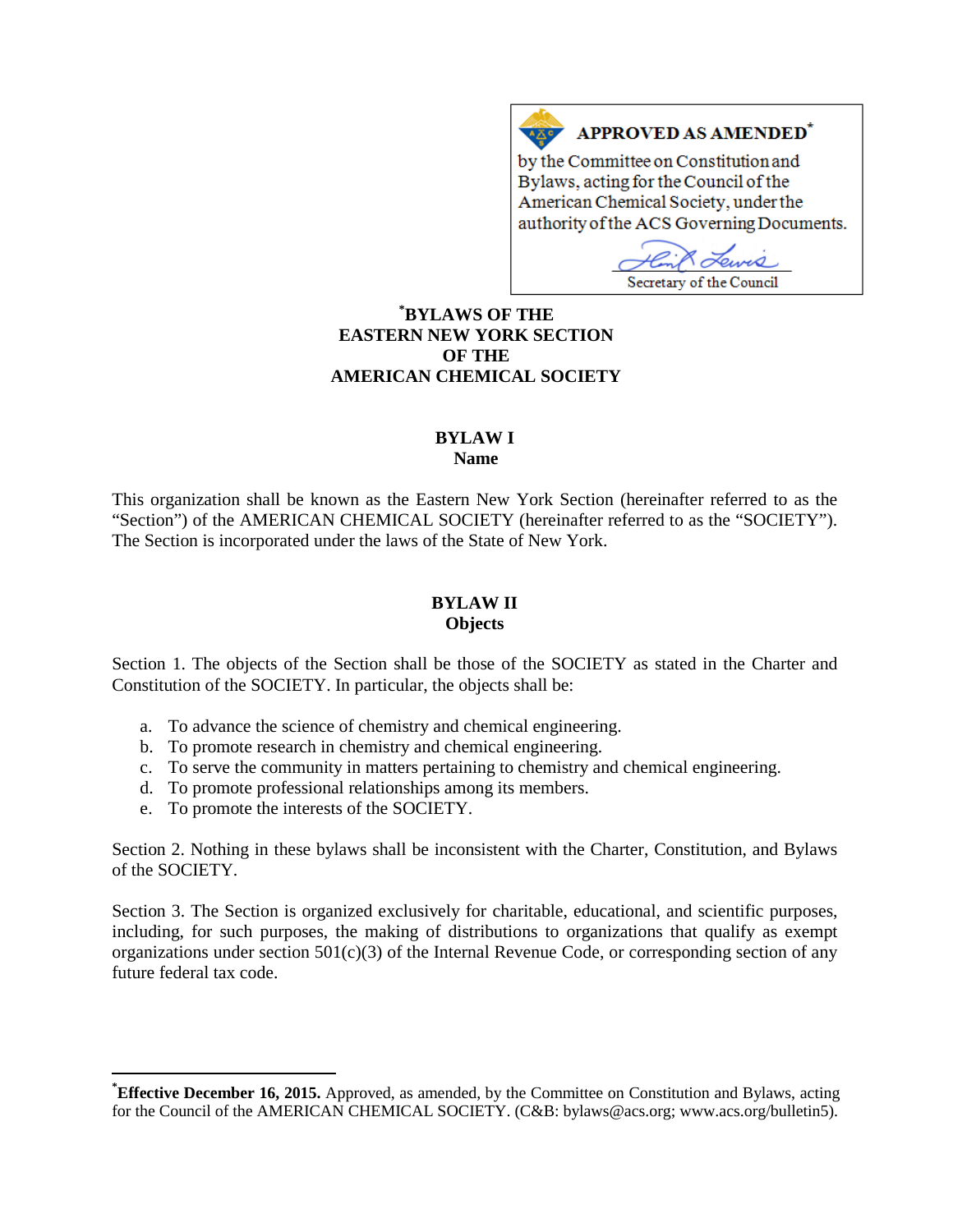**APPROVED AS AMENDED**[*]

by the Committee on Constitution and Bylaws, acting for the Council of the American Chemical Society, under the authority of the ACS Governing Documents.

Secretary of the Council

# [*]BYLAWS OF THE EASTERN NEW YORK SECTION OF THE AMERICAN CHEMICAL SOCIETY

## BYLAW I
## Name

This organization shall be known as the Eastern New York Section (hereinafter referred to as the "Section") of the AMERICAN CHEMICAL SOCIETY (hereinafter referred to as the "SOCIETY"). The Section is incorporated under the laws of the State of New York.

## BYLAW II
## Objects

Section 1. The objects of the Section shall be those of the SOCIETY as stated in the Charter and Constitution of the SOCIETY. In particular, the objects shall be:

a. To advance the science of chemistry and chemical engineering.
b. To promote research in chemistry and chemical engineering.
c. To serve the community in matters pertaining to chemistry and chemical engineering.
d. To promote professional relationships among its members.
e. To promote the interests of the SOCIETY.

Section 2. Nothing in these bylaws shall be inconsistent with the Charter, Constitution, and Bylaws of the SOCIETY.

Section 3. The Section is organized exclusively for charitable, educational, and scientific purposes, including, for such purposes, the making of distributions to organizations that qualify as exempt organizations under section 501(c)(3) of the Internal Revenue Code, or corresponding section of any future federal tax code.

---

[*]**Effective December 16, 2015.** Approved, as amended, by the Committee on Constitution and Bylaws, acting for the Council of the AMERICAN CHEMICAL SOCIETY. (C&B: bylaws@acs.org; www.acs.org/bulletin5).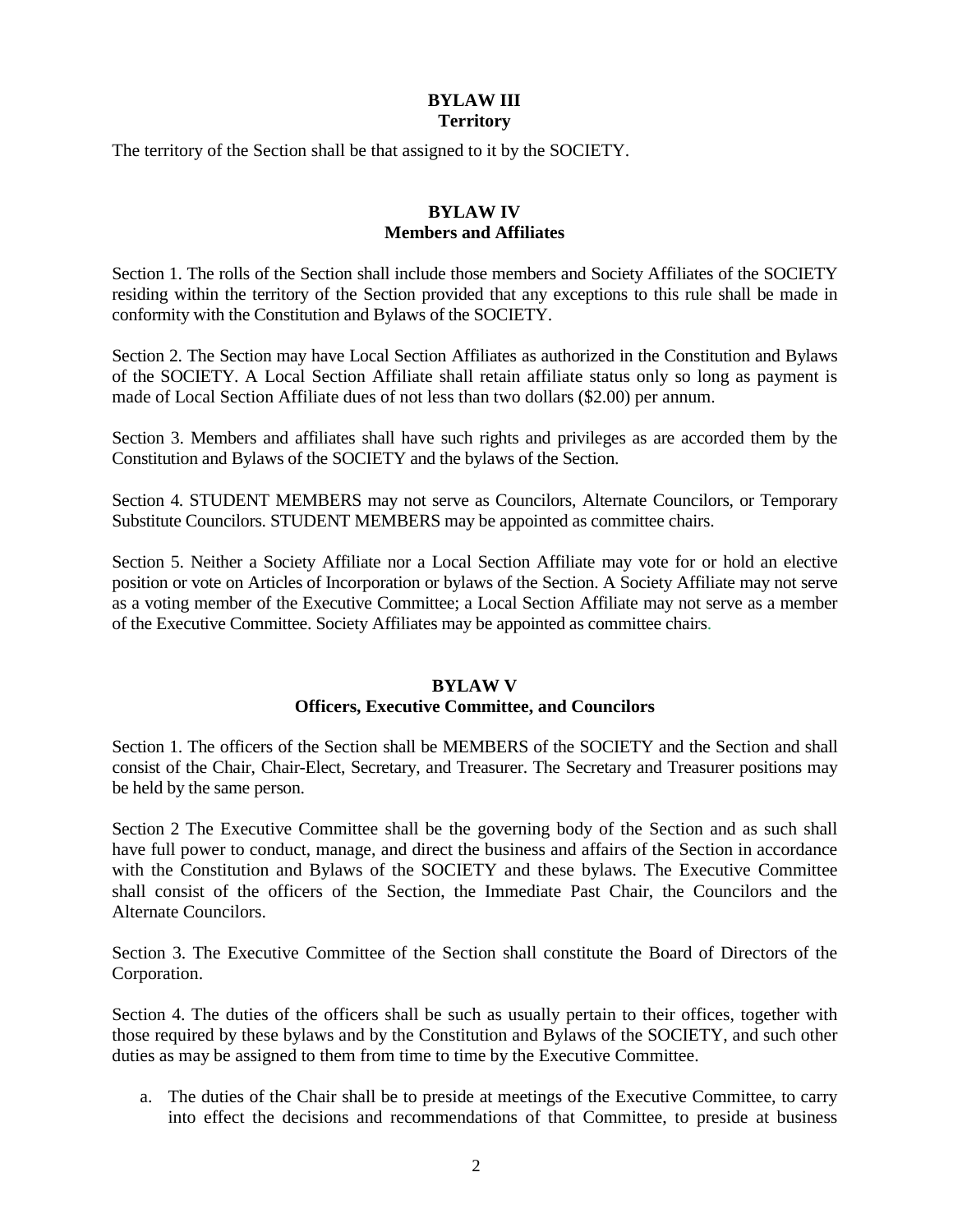## BYLAW III
### Territory

The territory of the Section shall be that assigned to it by the SOCIETY.

## BYLAW IV
### Members and Affiliates

Section 1. The rolls of the Section shall include those members and Society Affiliates of the SOCIETY residing within the territory of the Section provided that any exceptions to this rule shall be made in conformity with the Constitution and Bylaws of the SOCIETY.

Section 2. The Section may have Local Section Affiliates as authorized in the Constitution and Bylaws of the SOCIETY. A Local Section Affiliate shall retain affiliate status only so long as payment is made of Local Section Affiliate dues of not less than two dollars ($2.00) per annum.

Section 3. Members and affiliates shall have such rights and privileges as are accorded them by the Constitution and Bylaws of the SOCIETY and the bylaws of the Section.

Section 4. STUDENT MEMBERS may not serve as Councilors, Alternate Councilors, or Temporary Substitute Councilors. STUDENT MEMBERS may be appointed as committee chairs.

Section 5. Neither a Society Affiliate nor a Local Section Affiliate may vote for or hold an elective position or vote on Articles of Incorporation or bylaws of the Section. A Society Affiliate may not serve as a voting member of the Executive Committee; a Local Section Affiliate may not serve as a member of the Executive Committee. Society Affiliates may be appointed as committee chairs.

## BYLAW V
### Officers, Executive Committee, and Councilors

Section 1. The officers of the Section shall be MEMBERS of the SOCIETY and the Section and shall consist of the Chair, Chair-Elect, Secretary, and Treasurer. The Secretary and Treasurer positions may be held by the same person.

Section 2 The Executive Committee shall be the governing body of the Section and as such shall have full power to conduct, manage, and direct the business and affairs of the Section in accordance with the Constitution and Bylaws of the SOCIETY and these bylaws. The Executive Committee shall consist of the officers of the Section, the Immediate Past Chair, the Councilors and the Alternate Councilors.

Section 3. The Executive Committee of the Section shall constitute the Board of Directors of the Corporation.

Section 4. The duties of the officers shall be such as usually pertain to their offices, together with those required by these bylaws and by the Constitution and Bylaws of the SOCIETY, and such other duties as may be assigned to them from time to time by the Executive Committee.

a. The duties of the Chair shall be to preside at meetings of the Executive Committee, to carry into effect the decisions and recommendations of that Committee, to preside at business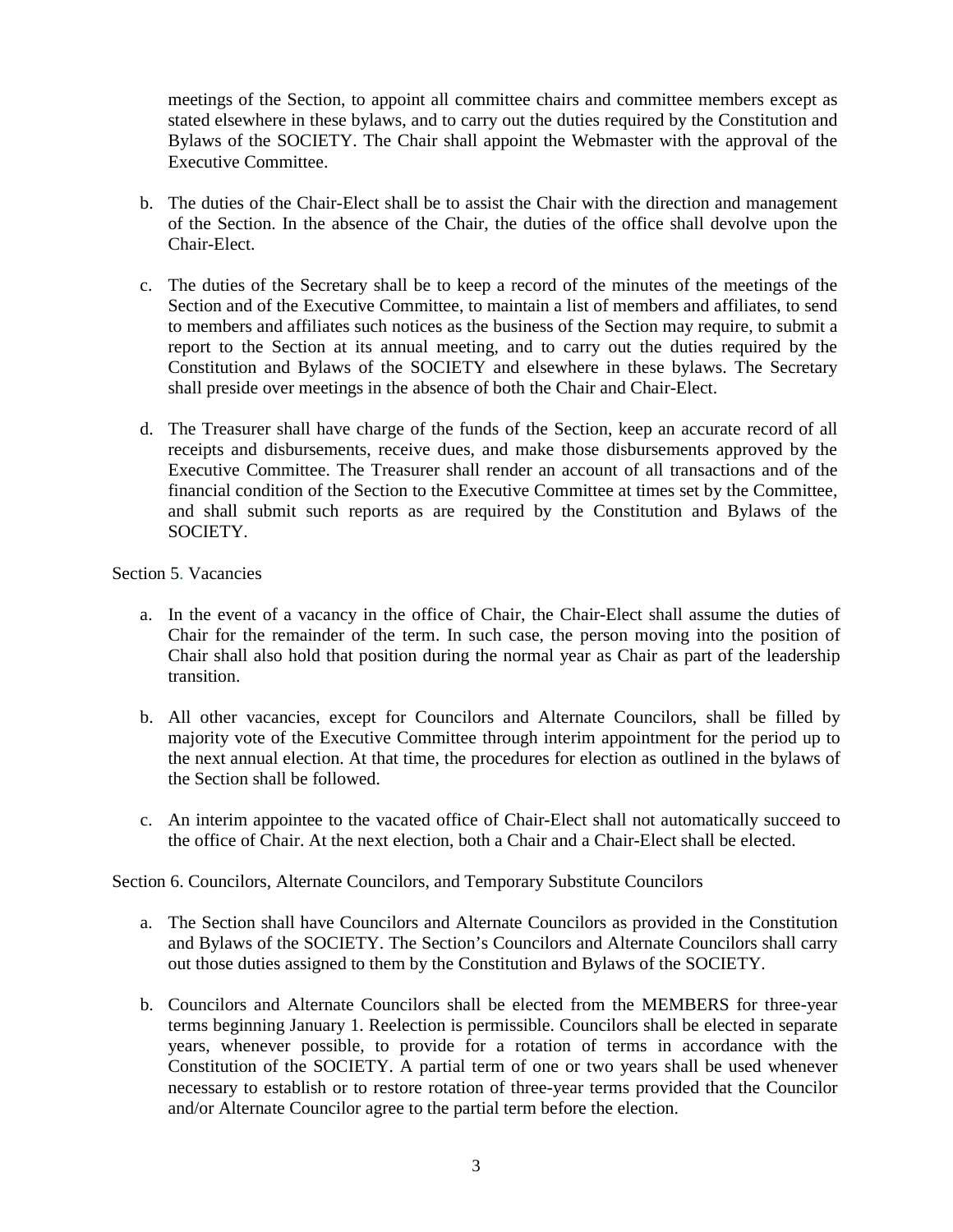meetings of the Section, to appoint all committee chairs and committee members except as stated elsewhere in these bylaws, and to carry out the duties required by the Constitution and Bylaws of the SOCIETY. The Chair shall appoint the Webmaster with the approval of the Executive Committee.

b. The duties of the Chair-Elect shall be to assist the Chair with the direction and management of the Section. In the absence of the Chair, the duties of the office shall devolve upon the Chair-Elect.

c. The duties of the Secretary shall be to keep a record of the minutes of the meetings of the Section and of the Executive Committee, to maintain a list of members and affiliates, to send to members and affiliates such notices as the business of the Section may require, to submit a report to the Section at its annual meeting, and to carry out the duties required by the Constitution and Bylaws of the SOCIETY and elsewhere in these bylaws. The Secretary shall preside over meetings in the absence of both the Chair and Chair-Elect.

d. The Treasurer shall have charge of the funds of the Section, keep an accurate record of all receipts and disbursements, receive dues, and make those disbursements approved by the Executive Committee. The Treasurer shall render an account of all transactions and of the financial condition of the Section to the Executive Committee at times set by the Committee, and shall submit such reports as are required by the Constitution and Bylaws of the SOCIETY.

Section 5. Vacancies

a. In the event of a vacancy in the office of Chair, the Chair-Elect shall assume the duties of Chair for the remainder of the term. In such case, the person moving into the position of Chair shall also hold that position during the normal year as Chair as part of the leadership transition.

b. All other vacancies, except for Councilors and Alternate Councilors, shall be filled by majority vote of the Executive Committee through interim appointment for the period up to the next annual election. At that time, the procedures for election as outlined in the bylaws of the Section shall be followed.

c. An interim appointee to the vacated office of Chair-Elect shall not automatically succeed to the office of Chair. At the next election, both a Chair and a Chair-Elect shall be elected.

Section 6. Councilors, Alternate Councilors, and Temporary Substitute Councilors

a. The Section shall have Councilors and Alternate Councilors as provided in the Constitution and Bylaws of the SOCIETY. The Section's Councilors and Alternate Councilors shall carry out those duties assigned to them by the Constitution and Bylaws of the SOCIETY.

b. Councilors and Alternate Councilors shall be elected from the MEMBERS for three-year terms beginning January 1. Reelection is permissible. Councilors shall be elected in separate years, whenever possible, to provide for a rotation of terms in accordance with the Constitution of the SOCIETY. A partial term of one or two years shall be used whenever necessary to establish or to restore rotation of three-year terms provided that the Councilor and/or Alternate Councilor agree to the partial term before the election.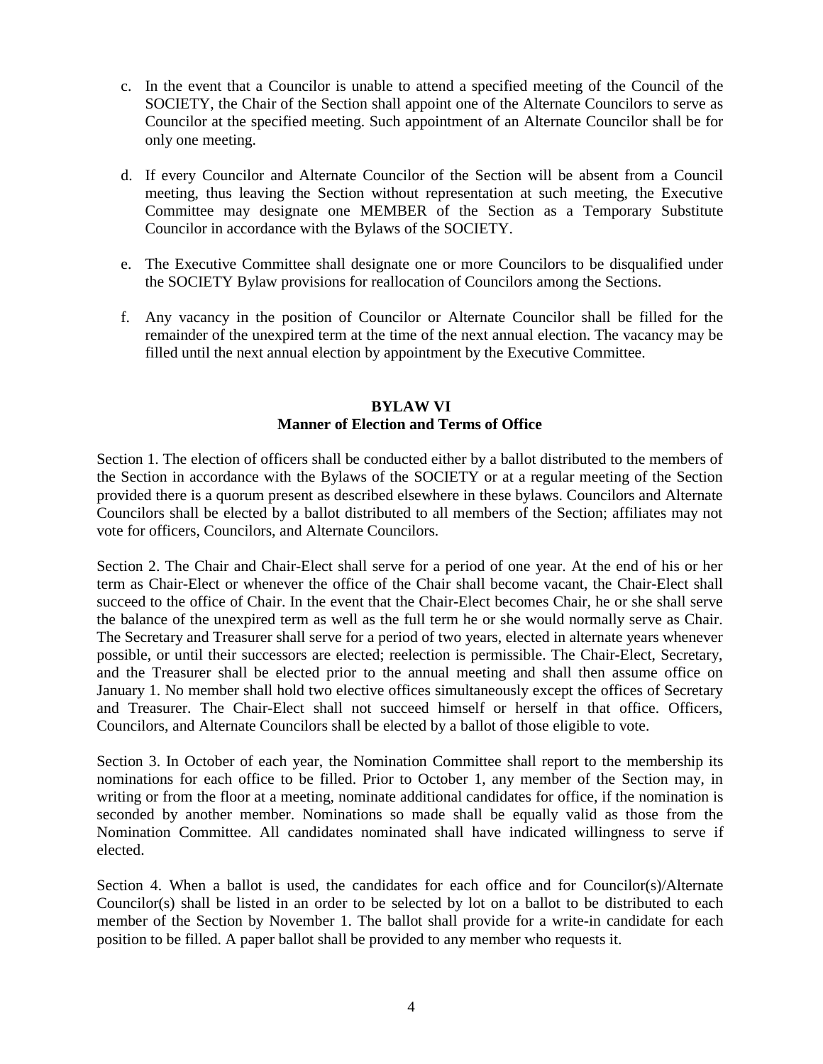c. In the event that a Councilor is unable to attend a specified meeting of the Council of the SOCIETY, the Chair of the Section shall appoint one of the Alternate Councilors to serve as Councilor at the specified meeting. Such appointment of an Alternate Councilor shall be for only one meeting.

d. If every Councilor and Alternate Councilor of the Section will be absent from a Council meeting, thus leaving the Section without representation at such meeting, the Executive Committee may designate one MEMBER of the Section as a Temporary Substitute Councilor in accordance with the Bylaws of the SOCIETY.

e. The Executive Committee shall designate one or more Councilors to be disqualified under the SOCIETY Bylaw provisions for reallocation of Councilors among the Sections.

f. Any vacancy in the position of Councilor or Alternate Councilor shall be filled for the remainder of the unexpired term at the time of the next annual election. The vacancy may be filled until the next annual election by appointment by the Executive Committee.

## BYLAW VI
## Manner of Election and Terms of Office

Section 1. The election of officers shall be conducted either by a ballot distributed to the members of the Section in accordance with the Bylaws of the SOCIETY or at a regular meeting of the Section provided there is a quorum present as described elsewhere in these bylaws. Councilors and Alternate Councilors shall be elected by a ballot distributed to all members of the Section; affiliates may not vote for officers, Councilors, and Alternate Councilors.

Section 2. The Chair and Chair-Elect shall serve for a period of one year. At the end of his or her term as Chair-Elect or whenever the office of the Chair shall become vacant, the Chair-Elect shall succeed to the office of Chair. In the event that the Chair-Elect becomes Chair, he or she shall serve the balance of the unexpired term as well as the full term he or she would normally serve as Chair. The Secretary and Treasurer shall serve for a period of two years, elected in alternate years whenever possible, or until their successors are elected; reelection is permissible. The Chair-Elect, Secretary, and the Treasurer shall be elected prior to the annual meeting and shall then assume office on January 1. No member shall hold two elective offices simultaneously except the offices of Secretary and Treasurer. The Chair-Elect shall not succeed himself or herself in that office. Officers, Councilors, and Alternate Councilors shall be elected by a ballot of those eligible to vote.

Section 3. In October of each year, the Nomination Committee shall report to the membership its nominations for each office to be filled. Prior to October 1, any member of the Section may, in writing or from the floor at a meeting, nominate additional candidates for office, if the nomination is seconded by another member. Nominations so made shall be equally valid as those from the Nomination Committee. All candidates nominated shall have indicated willingness to serve if elected.

Section 4. When a ballot is used, the candidates for each office and for Councilor(s)/Alternate Councilor(s) shall be listed in an order to be selected by lot on a ballot to be distributed to each member of the Section by November 1. The ballot shall provide for a write-in candidate for each position to be filled. A paper ballot shall be provided to any member who requests it.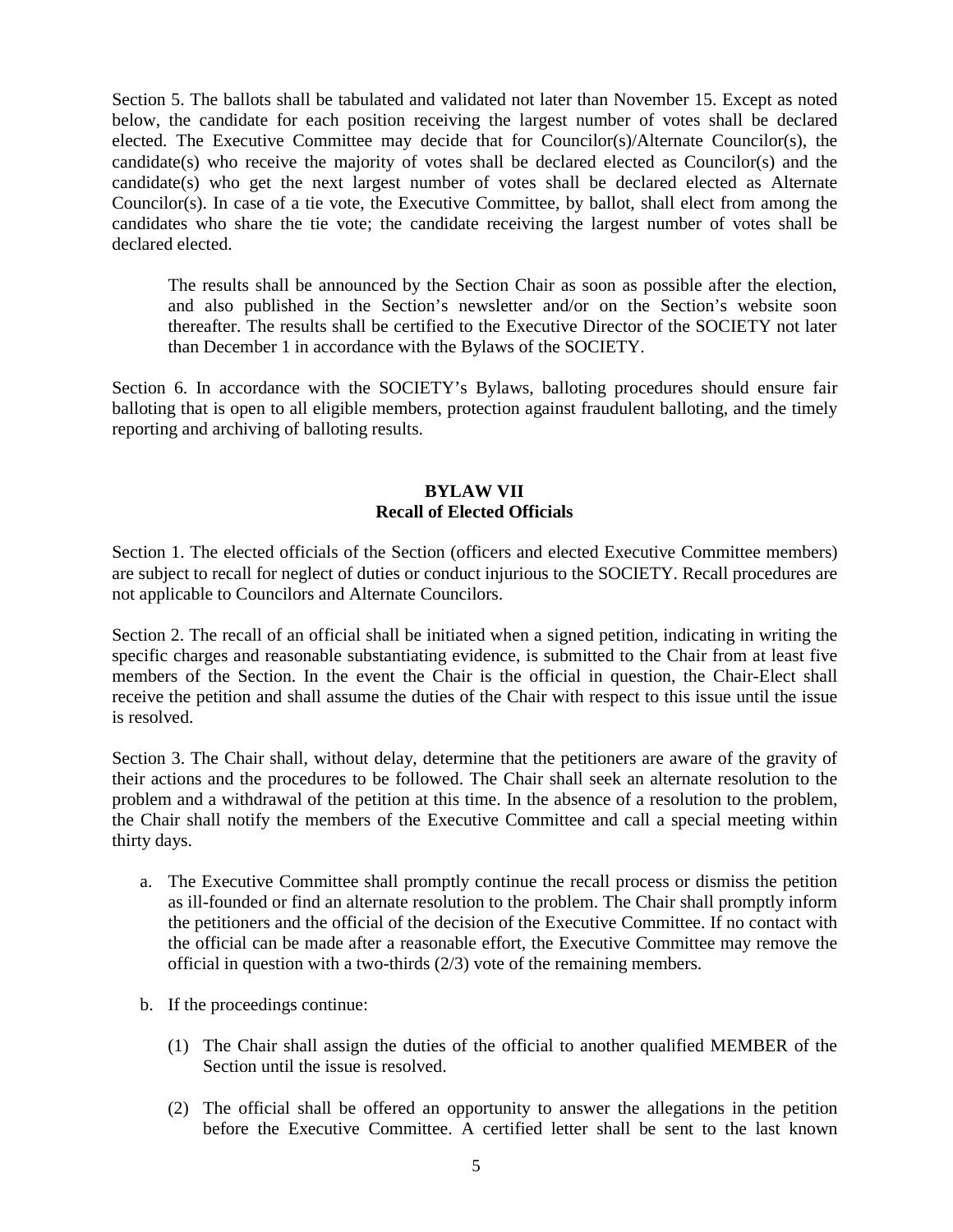Section 5. The ballots shall be tabulated and validated not later than November 15. Except as noted below, the candidate for each position receiving the largest number of votes shall be declared elected. The Executive Committee may decide that for Councilor(s)/Alternate Councilor(s), the candidate(s) who receive the majority of votes shall be declared elected as Councilor(s) and the candidate(s) who get the next largest number of votes shall be declared elected as Alternate Councilor(s). In case of a tie vote, the Executive Committee, by ballot, shall elect from among the candidates who share the tie vote; the candidate receiving the largest number of votes shall be declared elected.

> The results shall be announced by the Section Chair as soon as possible after the election, and also published in the Section's newsletter and/or on the Section's website soon thereafter. The results shall be certified to the Executive Director of the SOCIETY not later than December 1 in accordance with the Bylaws of the SOCIETY.

Section 6. In accordance with the SOCIETY's Bylaws, balloting procedures should ensure fair balloting that is open to all eligible members, protection against fraudulent balloting, and the timely reporting and archiving of balloting results.

## BYLAW VII
## Recall of Elected Officials

Section 1. The elected officials of the Section (officers and elected Executive Committee members) are subject to recall for neglect of duties or conduct injurious to the SOCIETY. Recall procedures are not applicable to Councilors and Alternate Councilors.

Section 2. The recall of an official shall be initiated when a signed petition, indicating in writing the specific charges and reasonable substantiating evidence, is submitted to the Chair from at least five members of the Section. In the event the Chair is the official in question, the Chair-Elect shall receive the petition and shall assume the duties of the Chair with respect to this issue until the issue is resolved.

Section 3. The Chair shall, without delay, determine that the petitioners are aware of the gravity of their actions and the procedures to be followed. The Chair shall seek an alternate resolution to the problem and a withdrawal of the petition at this time. In the absence of a resolution to the problem, the Chair shall notify the members of the Executive Committee and call a special meeting within thirty days.

a. The Executive Committee shall promptly continue the recall process or dismiss the petition as ill-founded or find an alternate resolution to the problem. The Chair shall promptly inform the petitioners and the official of the decision of the Executive Committee. If no contact with the official can be made after a reasonable effort, the Executive Committee may remove the official in question with a two-thirds (2/3) vote of the remaining members.

b. If the proceedings continue:

   (1) The Chair shall assign the duties of the official to another qualified MEMBER of the Section until the issue is resolved.

   (2) The official shall be offered an opportunity to answer the allegations in the petition before the Executive Committee. A certified letter shall be sent to the last known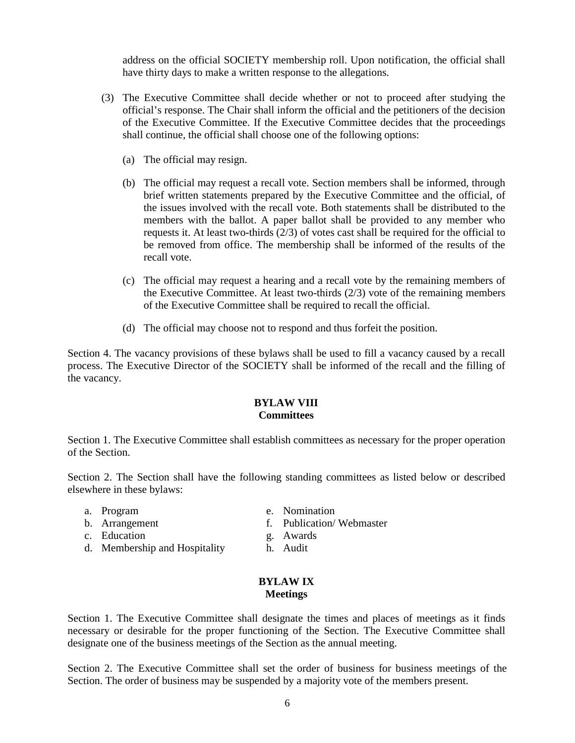address on the official SOCIETY membership roll. Upon notification, the official shall have thirty days to make a written response to the allegations.

(3) The Executive Committee shall decide whether or not to proceed after studying the official's response. The Chair shall inform the official and the petitioners of the decision of the Executive Committee. If the Executive Committee decides that the proceedings shall continue, the official shall choose one of the following options:

  (a) The official may resign.

  (b) The official may request a recall vote. Section members shall be informed, through brief written statements prepared by the Executive Committee and the official, of the issues involved with the recall vote. Both statements shall be distributed to the members with the ballot. A paper ballot shall be provided to any member who requests it. At least two-thirds (2/3) of votes cast shall be required for the official to be removed from office. The membership shall be informed of the results of the recall vote.

  (c) The official may request a hearing and a recall vote by the remaining members of the Executive Committee. At least two-thirds (2/3) vote of the remaining members of the Executive Committee shall be required to recall the official.

  (d) The official may choose not to respond and thus forfeit the position.

Section 4. The vacancy provisions of these bylaws shall be used to fill a vacancy caused by a recall process. The Executive Director of the SOCIETY shall be informed of the recall and the filling of the vacancy.

## BYLAW VIII
## Committees

Section 1. The Executive Committee shall establish committees as necessary for the proper operation of the Section.

Section 2. The Section shall have the following standing committees as listed below or described elsewhere in these bylaws:

a. Program
b. Arrangement
c. Education
d. Membership and Hospitality
e. Nomination
f. Publication/ Webmaster
g. Awards
h. Audit

## BYLAW IX
## Meetings

Section 1. The Executive Committee shall designate the times and places of meetings as it finds necessary or desirable for the proper functioning of the Section. The Executive Committee shall designate one of the business meetings of the Section as the annual meeting.

Section 2. The Executive Committee shall set the order of business for business meetings of the Section. The order of business may be suspended by a majority vote of the members present.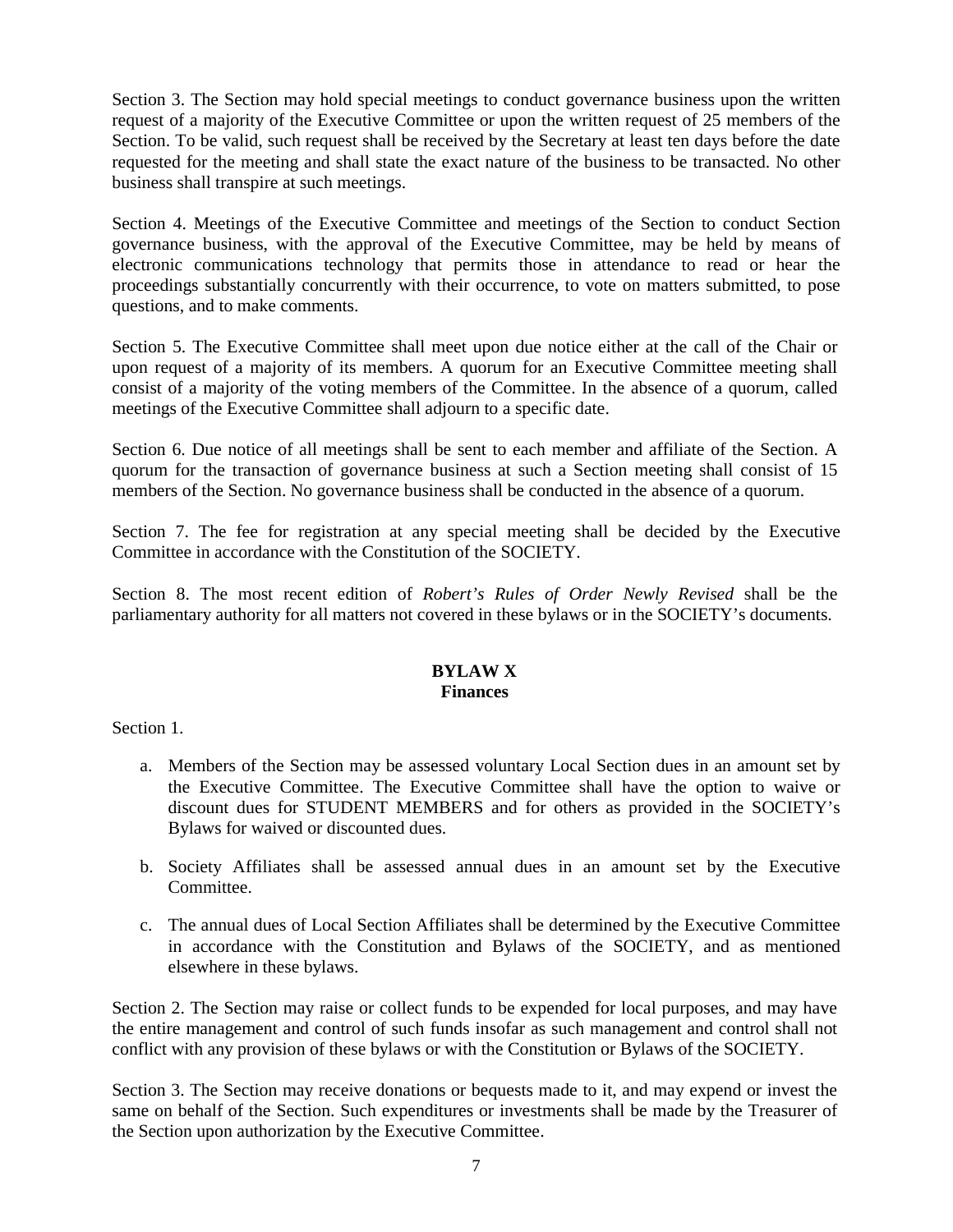Section 3. The Section may hold special meetings to conduct governance business upon the written request of a majority of the Executive Committee or upon the written request of 25 members of the Section. To be valid, such request shall be received by the Secretary at least ten days before the date requested for the meeting and shall state the exact nature of the business to be transacted. No other business shall transpire at such meetings.

Section 4. Meetings of the Executive Committee and meetings of the Section to conduct Section governance business, with the approval of the Executive Committee, may be held by means of electronic communications technology that permits those in attendance to read or hear the proceedings substantially concurrently with their occurrence, to vote on matters submitted, to pose questions, and to make comments.

Section 5. The Executive Committee shall meet upon due notice either at the call of the Chair or upon request of a majority of its members. A quorum for an Executive Committee meeting shall consist of a majority of the voting members of the Committee. In the absence of a quorum, called meetings of the Executive Committee shall adjourn to a specific date.

Section 6. Due notice of all meetings shall be sent to each member and affiliate of the Section. A quorum for the transaction of governance business at such a Section meeting shall consist of 15 members of the Section. No governance business shall be conducted in the absence of a quorum.

Section 7. The fee for registration at any special meeting shall be decided by the Executive Committee in accordance with the Constitution of the SOCIETY.

Section 8. The most recent edition of *Robert's Rules of Order Newly Revised* shall be the parliamentary authority for all matters not covered in these bylaws or in the SOCIETY's documents.

## BYLAW X
## Finances

Section 1.

a. Members of the Section may be assessed voluntary Local Section dues in an amount set by the Executive Committee. The Executive Committee shall have the option to waive or discount dues for STUDENT MEMBERS and for others as provided in the SOCIETY's Bylaws for waived or discounted dues.

b. Society Affiliates shall be assessed annual dues in an amount set by the Executive Committee.

c. The annual dues of Local Section Affiliates shall be determined by the Executive Committee in accordance with the Constitution and Bylaws of the SOCIETY, and as mentioned elsewhere in these bylaws.

Section 2. The Section may raise or collect funds to be expended for local purposes, and may have the entire management and control of such funds insofar as such management and control shall not conflict with any provision of these bylaws or with the Constitution or Bylaws of the SOCIETY.

Section 3. The Section may receive donations or bequests made to it, and may expend or invest the same on behalf of the Section. Such expenditures or investments shall be made by the Treasurer of the Section upon authorization by the Executive Committee.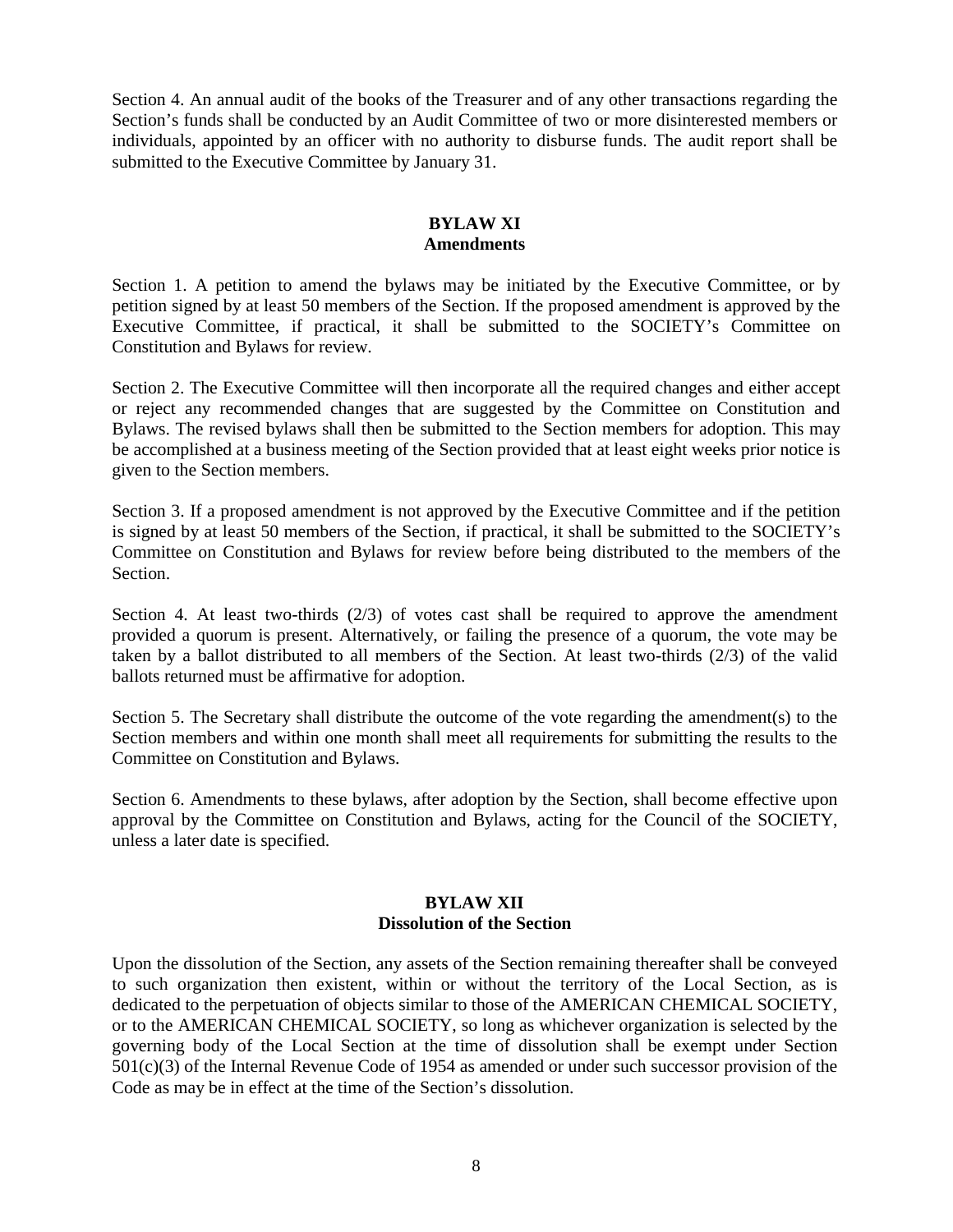Section 4. An annual audit of the books of the Treasurer and of any other transactions regarding the Section's funds shall be conducted by an Audit Committee of two or more disinterested members or individuals, appointed by an officer with no authority to disburse funds. The audit report shall be submitted to the Executive Committee by January 31.

## BYLAW XI
## Amendments

Section 1. A petition to amend the bylaws may be initiated by the Executive Committee, or by petition signed by at least 50 members of the Section. If the proposed amendment is approved by the Executive Committee, if practical, it shall be submitted to the SOCIETY's Committee on Constitution and Bylaws for review.

Section 2. The Executive Committee will then incorporate all the required changes and either accept or reject any recommended changes that are suggested by the Committee on Constitution and Bylaws. The revised bylaws shall then be submitted to the Section members for adoption. This may be accomplished at a business meeting of the Section provided that at least eight weeks prior notice is given to the Section members.

Section 3. If a proposed amendment is not approved by the Executive Committee and if the petition is signed by at least 50 members of the Section, if practical, it shall be submitted to the SOCIETY's Committee on Constitution and Bylaws for review before being distributed to the members of the Section.

Section 4. At least two-thirds (2/3) of votes cast shall be required to approve the amendment provided a quorum is present. Alternatively, or failing the presence of a quorum, the vote may be taken by a ballot distributed to all members of the Section. At least two-thirds (2/3) of the valid ballots returned must be affirmative for adoption.

Section 5. The Secretary shall distribute the outcome of the vote regarding the amendment(s) to the Section members and within one month shall meet all requirements for submitting the results to the Committee on Constitution and Bylaws.

Section 6. Amendments to these bylaws, after adoption by the Section, shall become effective upon approval by the Committee on Constitution and Bylaws, acting for the Council of the SOCIETY, unless a later date is specified.

## BYLAW XII
## Dissolution of the Section

Upon the dissolution of the Section, any assets of the Section remaining thereafter shall be conveyed to such organization then existent, within or without the territory of the Local Section, as is dedicated to the perpetuation of objects similar to those of the AMERICAN CHEMICAL SOCIETY, or to the AMERICAN CHEMICAL SOCIETY, so long as whichever organization is selected by the governing body of the Local Section at the time of dissolution shall be exempt under Section 501(c)(3) of the Internal Revenue Code of 1954 as amended or under such successor provision of the Code as may be in effect at the time of the Section's dissolution.